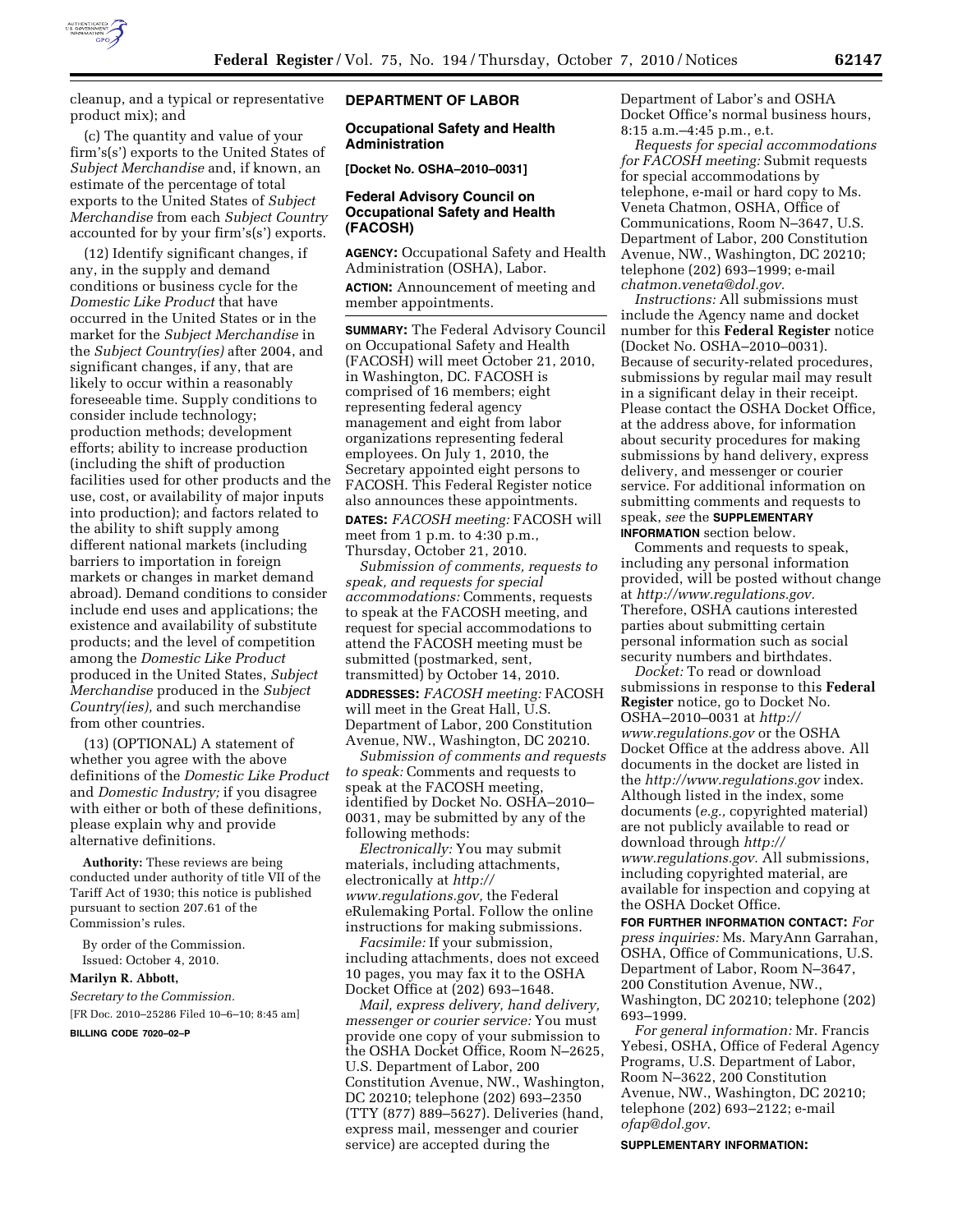cleanup, and a typical or representative product mix); and

(c) The quantity and value of your firm's(s') exports to the United States of *Subject Merchandise* and, if known, an estimate of the percentage of total exports to the United States of *Subject Merchandise* from each *Subject Country* accounted for by your firm's(s') exports.

(12) Identify significant changes, if any, in the supply and demand conditions or business cycle for the *Domestic Like Product* that have occurred in the United States or in the market for the *Subject Merchandise* in the *Subject Country(ies)* after 2004, and significant changes, if any, that are likely to occur within a reasonably foreseeable time. Supply conditions to consider include technology; production methods; development efforts; ability to increase production (including the shift of production facilities used for other products and the use, cost, or availability of major inputs into production); and factors related to the ability to shift supply among different national markets (including barriers to importation in foreign markets or changes in market demand abroad). Demand conditions to consider include end uses and applications; the existence and availability of substitute products; and the level of competition among the *Domestic Like Product* produced in the United States, *Subject Merchandise* produced in the *Subject Country(ies),* and such merchandise from other countries.

(13) (OPTIONAL) A statement of whether you agree with the above definitions of the *Domestic Like Product* and *Domestic Industry;* if you disagree with either or both of these definitions, please explain why and provide alternative definitions.

**Authority:** These reviews are being conducted under authority of title VII of the Tariff Act of 1930; this notice is published pursuant to section 207.61 of the Commission's rules.

By order of the Commission.

Issued: October 4, 2010.

**Marilyn R. Abbott,**

*Secretary to the Commission.*

[FR Doc. 2010–25286 Filed 10–6–10; 8:45 am]

**BILLING CODE 7020–02–P**

## DEPARTMENT OF LABOR

### Occupational Safety and Health Administration

**[Docket No. OSHA–2010–0031]**

### Federal Advisory Council on Occupational Safety and Health (FACOSH)

**AGENCY:** Occupational Safety and Health Administration (OSHA), Labor.

**ACTION:** Announcement of meeting and member appointments.

**SUMMARY:** The Federal Advisory Council on Occupational Safety and Health (FACOSH) will meet October 21, 2010, in Washington, DC. FACOSH is comprised of 16 members; eight representing federal agency management and eight from labor organizations representing federal employees. On July 1, 2010, the Secretary appointed eight persons to FACOSH. This Federal Register notice also announces these appointments.

**DATES:** *FACOSH meeting:* FACOSH will meet from 1 p.m. to 4:30 p.m., Thursday, October 21, 2010.

*Submission of comments, requests to speak, and requests for special accommodations:* Comments, requests to speak at the FACOSH meeting, and request for special accommodations to attend the FACOSH meeting must be submitted (postmarked, sent, transmitted) by October 14, 2010.

**ADDRESSES:** *FACOSH meeting:* FACOSH will meet in the Great Hall, U.S. Department of Labor, 200 Constitution Avenue, NW., Washington, DC 20210.

*Submission of comments and requests to speak:* Comments and requests to speak at the FACOSH meeting, identified by Docket No. OSHA–2010–0031, may be submitted by any of the following methods:

*Electronically:* You may submit materials, including attachments, electronically at *http://www.regulations.gov,* the Federal eRulemaking Portal. Follow the online instructions for making submissions.

*Facsimile:* If your submission, including attachments, does not exceed 10 pages, you may fax it to the OSHA Docket Office at (202) 693–1648.

*Mail, express delivery, hand delivery, messenger or courier service:* You must provide one copy of your submission to the OSHA Docket Office, Room N–2625, U.S. Department of Labor, 200 Constitution Avenue, NW., Washington, DC 20210; telephone (202) 693–2350 (TTY (877) 889–5627). Deliveries (hand, express mail, messenger and courier service) are accepted during the Department of Labor's and OSHA Docket Office's normal business hours, 8:15 a.m.–4:45 p.m., e.t.

*Requests for special accommodations for FACOSH meeting:* Submit requests for special accommodations by telephone, e-mail or hard copy to Ms. Veneta Chatmon, OSHA, Office of Communications, Room N–3647, U.S. Department of Labor, 200 Constitution Avenue, NW., Washington, DC 20210; telephone (202) 693–1999; e-mail *chatmon.veneta@dol.gov.*

*Instructions:* All submissions must include the Agency name and docket number for this **Federal Register** notice (Docket No. OSHA–2010–0031). Because of security-related procedures, submissions by regular mail may result in a significant delay in their receipt. Please contact the OSHA Docket Office, at the address above, for information about security procedures for making submissions by hand delivery, express delivery, and messenger or courier service. For additional information on submitting comments and requests to speak, *see* the **SUPPLEMENTARY INFORMATION** section below.

Comments and requests to speak, including any personal information provided, will be posted without change at *http://www.regulations.gov.* Therefore, OSHA cautions interested parties about submitting certain personal information such as social security numbers and birthdates.

*Docket:* To read or download submissions in response to this **Federal Register** notice, go to Docket No. OSHA–2010–0031 at *http://www.regulations.gov* or the OSHA Docket Office at the address above. All documents in the docket are listed in the *http://www.regulations.gov* index. Although listed in the index, some documents (*e.g.,* copyrighted material) are not publicly available to read or download through *http://www.regulations.gov.* All submissions, including copyrighted material, are available for inspection and copying at the OSHA Docket Office.

**FOR FURTHER INFORMATION CONTACT:** *For press inquiries:* Ms. MaryAnn Garrahan, OSHA, Office of Communications, U.S. Department of Labor, Room N–3647, 200 Constitution Avenue, NW., Washington, DC 20210; telephone (202) 693–1999.

*For general information:* Mr. Francis Yebesi, OSHA, Office of Federal Agency Programs, U.S. Department of Labor, Room N–3622, 200 Constitution Avenue, NW., Washington, DC 20210; telephone (202) 693–2122; e-mail *ofap@dol.gov.*

**SUPPLEMENTARY INFORMATION:**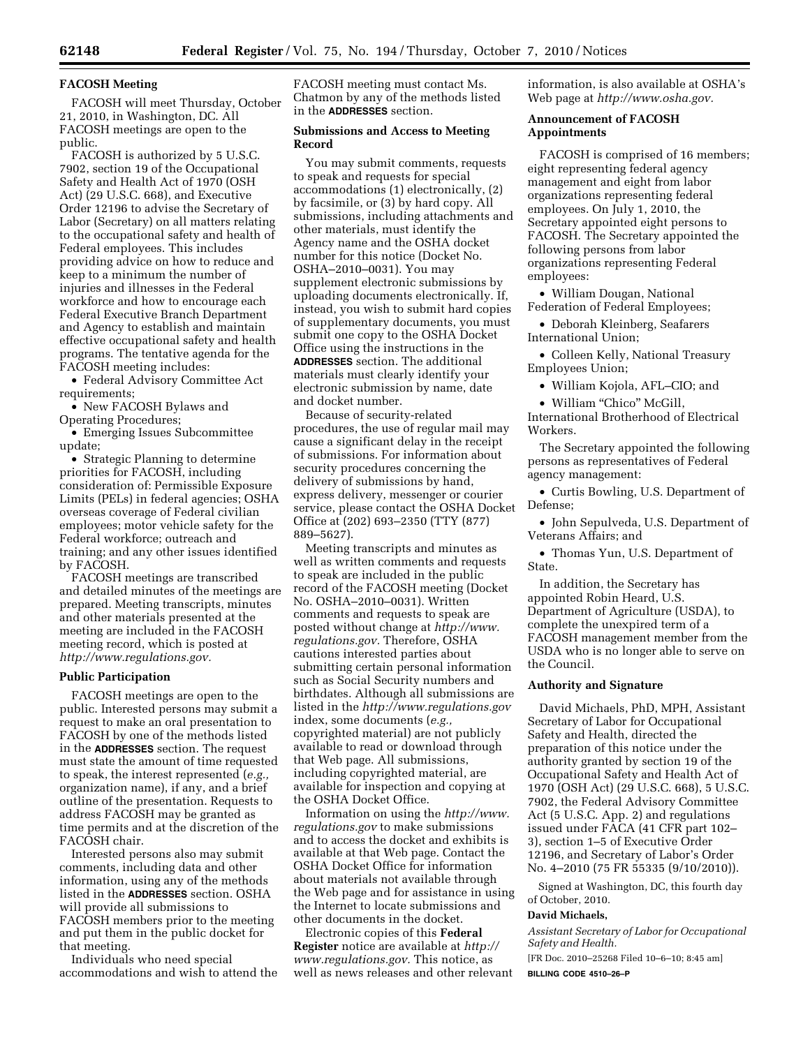### FACOSH Meeting

FACOSH will meet Thursday, October 21, 2010, in Washington, DC. All FACOSH meetings are open to the public.

FACOSH is authorized by 5 U.S.C. 7902, section 19 of the Occupational Safety and Health Act of 1970 (OSH Act) (29 U.S.C. 668), and Executive Order 12196 to advise the Secretary of Labor (Secretary) on all matters relating to the occupational safety and health of Federal employees. This includes providing advice on how to reduce and keep to a minimum the number of injuries and illnesses in the Federal workforce and how to encourage each Federal Executive Branch Department and Agency to establish and maintain effective occupational safety and health programs. The tentative agenda for the FACOSH meeting includes:

- Federal Advisory Committee Act requirements;
- New FACOSH Bylaws and Operating Procedures;
- Emerging Issues Subcommittee update;
- Strategic Planning to determine priorities for FACOSH, including consideration of: Permissible Exposure Limits (PELs) in federal agencies; OSHA overseas coverage of Federal civilian employees; motor vehicle safety for the Federal workforce; outreach and training; and any other issues identified by FACOSH.

FACOSH meetings are transcribed and detailed minutes of the meetings are prepared. Meeting transcripts, minutes and other materials presented at the meeting are included in the FACOSH meeting record, which is posted at *http://www.regulations.gov.*

### Public Participation

FACOSH meetings are open to the public. Interested persons may submit a request to make an oral presentation to FACOSH by one of the methods listed in the **ADDRESSES** section. The request must state the amount of time requested to speak, the interest represented (*e.g.,* organization name), if any, and a brief outline of the presentation. Requests to address FACOSH may be granted as time permits and at the discretion of the FACOSH chair.

Interested persons also may submit comments, including data and other information, using any of the methods listed in the **ADDRESSES** section. OSHA will provide all submissions to FACOSH members prior to the meeting and put them in the public docket for that meeting.

Individuals who need special accommodations and wish to attend the FACOSH meeting must contact Ms. Chatmon by any of the methods listed in the **ADDRESSES** section.

### Submissions and Access to Meeting Record

You may submit comments, requests to speak and requests for special accommodations (1) electronically, (2) by facsimile, or (3) by hard copy. All submissions, including attachments and other materials, must identify the Agency name and the OSHA docket number for this notice (Docket No. OSHA–2010–0031). You may supplement electronic submissions by uploading documents electronically. If, instead, you wish to submit hard copies of supplementary documents, you must submit one copy to the OSHA Docket Office using the instructions in the **ADDRESSES** section. The additional materials must clearly identify your electronic submission by name, date and docket number.

Because of security-related procedures, the use of regular mail may cause a significant delay in the receipt of submissions. For information about security procedures concerning the delivery of submissions by hand, express delivery, messenger or courier service, please contact the OSHA Docket Office at (202) 693–2350 (TTY (877) 889–5627).

Meeting transcripts and minutes as well as written comments and requests to speak are included in the public record of the FACOSH meeting (Docket No. OSHA–2010–0031). Written comments and requests to speak are posted without change at *http://www.regulations.gov.* Therefore, OSHA cautions interested parties about submitting certain personal information such as Social Security numbers and birthdates. Although all submissions are listed in the *http://www.regulations.gov* index, some documents (*e.g.,* copyrighted material) are not publicly available to read or download through that Web page. All submissions, including copyrighted material, are available for inspection and copying at the OSHA Docket Office.

Information on using the *http://www.regulations.gov* to make submissions and to access the docket and exhibits is available at that Web page. Contact the OSHA Docket Office for information about materials not available through the Web page and for assistance in using the Internet to locate submissions and other documents in the docket.

Electronic copies of this **Federal Register** notice are available at *http://www.regulations.gov.* This notice, as well as news releases and other relevant information, is also available at OSHA's Web page at *http://www.osha.gov.*

### Announcement of FACOSH Appointments

FACOSH is comprised of 16 members; eight representing federal agency management and eight from labor organizations representing federal employees. On July 1, 2010, the Secretary appointed eight persons to FACOSH. The Secretary appointed the following persons from labor organizations representing Federal employees:

- William Dougan, National Federation of Federal Employees;
- Deborah Kleinberg, Seafarers International Union;
- Colleen Kelly, National Treasury Employees Union;
- William Kojola, AFL–CIO; and
- William "Chico" McGill, International Brotherhood of Electrical Workers.

The Secretary appointed the following persons as representatives of Federal agency management:

- Curtis Bowling, U.S. Department of Defense;
- John Sepulveda, U.S. Department of Veterans Affairs; and
- Thomas Yun, U.S. Department of State.

In addition, the Secretary has appointed Robin Heard, U.S. Department of Agriculture (USDA), to complete the unexpired term of a FACOSH management member from the USDA who is no longer able to serve on the Council.

### Authority and Signature

David Michaels, PhD, MPH, Assistant Secretary of Labor for Occupational Safety and Health, directed the preparation of this notice under the authority granted by section 19 of the Occupational Safety and Health Act of 1970 (OSH Act) (29 U.S.C. 668), 5 U.S.C. 7902, the Federal Advisory Committee Act (5 U.S.C. App. 2) and regulations issued under FACA (41 CFR part 102–3), section 1–5 of Executive Order 12196, and Secretary of Labor's Order No. 4–2010 (75 FR 55335 (9/10/2010)).

Signed at Washington, DC, this fourth day of October, 2010.

**David Michaels,**

*Assistant Secretary of Labor for Occupational Safety and Health.*

[FR Doc. 2010–25268 Filed 10–6–10; 8:45 am]

**BILLING CODE 4510–26–P**